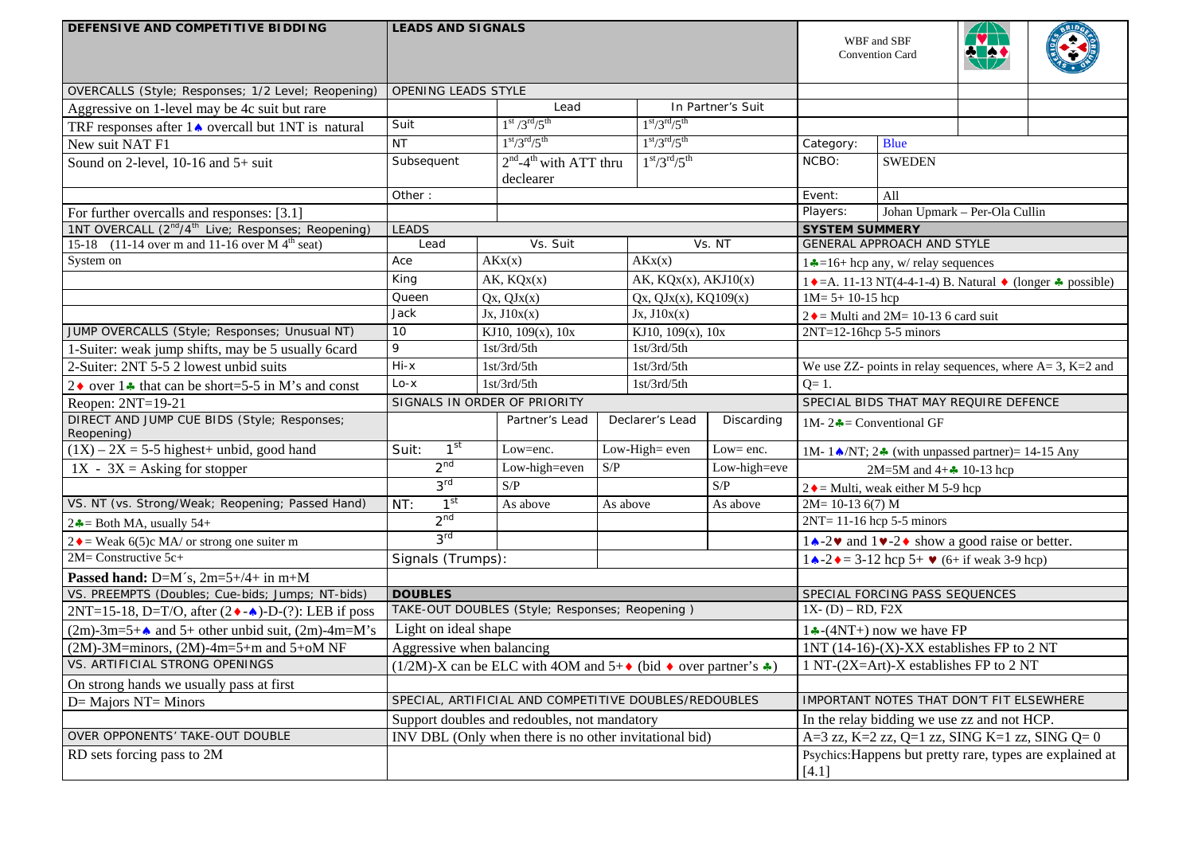WBF and SBF Convention Card

| | |
|---|---|
| Category: | Blue |
| NCBO: | SWEDEN |
| Event: | All |
| Players: | Johan Upmark – Per-Ola Cullin |

## DEFENSIVE AND COMPETITIVE BIDDING

### OVERCALLS (Style; Responses; 1/2 Level; Reopening)

Aggressive on 1-level may be 4c suit but rare

TRF responses after 1♠ overcall but 1NT is natural

New suit NAT F1

Sound on 2-level, 10-16 and 5+ suit

For further overcalls and responses: [3.1]

### 1NT OVERCALL (2nd/4th Live; Responses; Reopening)

15-18 (11-14 over m and 11-16 over M 4th seat)

System on

### JUMP OVERCALLS (Style; Responses; Unusual NT)

1-Suiter: weak jump shifts, may be 5 usually 6card

2-Suiter: 2NT 5-5 2 lowest unbid suits

2♦ over 1♣ that can be short=5-5 in M's and const

Reopen: 2NT=19-21

### DIRECT AND JUMP CUE BIDS (Style; Responses; Reopening)

(1X) – 2X = 5-5 highest+ unbid, good hand

1X - 3X = Asking for stopper

### VS. NT (vs. Strong/Weak; Reopening; Passed Hand)

2♣= Both MA, usually 54+

2♦= Weak 6(5)c MA/ or strong one suiter m

2M= Constructive 5c+

**Passed hand:** D=M´s, 2m=5+/4+ in m+M

### VS. PREEMPTS (Doubles; Cue-bids; Jumps; NT-bids)

2NT=15-18, D=T/O, after (2♦-♠)-D-(?): LEB if poss

(2m)-3m=5+♠ and 5+ other unbid suit, (2m)-4m=M's

(2M)-3M=minors, (2M)-4m=5+m and 5+oM NF

### VS. ARTIFICIAL STRONG OPENINGS

On strong hands we usually pass at first

D= Majors NT= Minors

### OVER OPPONENTS' TAKE-OUT DOUBLE

RD sets forcing pass to 2M

## LEADS AND SIGNALS

### OPENING LEADS STYLE

| | Lead | In Partner's Suit |
|---|---|---|
| Suit | 1st /3rd/5th | 1st/3rd/5th |
| NT | 1st/3rd/5th | 1st/3rd/5th |
| Subsequent | 2nd-4th with ATT thru declearer | 1st/3rd/5th |
| Other : | | |

### LEADS

| Lead | Vs. Suit | Vs. NT |
|---|---|---|
| Ace | AKx(x) | AKx(x) |
| King | AK, KQx(x) | AK, KQx(x), AKJ10(x) |
| Queen | Qx, QJx(x) | Qx, QJx(x), KQ109(x) |
| Jack | Jx, J10x(x) | Jx, J10x(x) |
| 10 | KJ10, 109(x), 10x | KJ10, 109(x), 10x |
| 9 | 1st/3rd/5th | 1st/3rd/5th |
| Hi-x | 1st/3rd/5th | 1st/3rd/5th |
| Lo-x | 1st/3rd/5th | 1st/3rd/5th |

### SIGNALS IN ORDER OF PRIORITY

| | | Partner's Lead | Declarer's Lead | Discarding |
|---|---|---|---|---|
| Suit: | 1st | Low=enc. | Low-High= even | Low= enc. |
| | 2nd | Low-high=even | S/P | Low-high=eve |
| | 3rd | S/P | | S/P |
| NT: | 1st | As above | As above | As above |
| | 2nd | | | |
| | 3rd | | | |

Signals (Trumps):

### DOUBLES

#### TAKE-OUT DOUBLES (Style; Responses; Reopening )

Light on ideal shape

Aggressive when balancing

(1/2M)-X can be ELC with 4OM and 5+♦ (bid ♦ over partner's ♣)

#### SPECIAL, ARTIFICIAL AND COMPETITIVE DOUBLES/REDOUBLES

Support doubles and redoubles, not mandatory

INV DBL (Only when there is no other invitational bid)

## SYSTEM SUMMARY

### GENERAL APPROACH AND STYLE

1♣=16+ hcp any, w/ relay sequences

1♦=A. 11-13 NT(4-4-1-4) B. Natural ♦ (longer ♣ possible)

1M= 5+ 10-15 hcp

2♦= Multi and 2M= 10-13 6 card suit

2NT=12-16hcp 5-5 minors

We use ZZ- points in relay sequences, where A= 3, K=2 and Q= 1.

### SPECIAL BIDS THAT MAY REQUIRE DEFENCE

1M- 2♣= Conventional GF

1M- 1♠/NT; 2♣ (with unpassed partner)= 14-15 Any

2M=5M and 4+♣ 10-13 hcp

2♦= Multi, weak either M 5-9 hcp

2M= 10-13 6(7) M

2NT= 11-16 hcp 5-5 minors

1♠-2♥ and 1♥-2♦ show a good raise or better.

1♠-2♦= 3-12 hcp 5+ ♥ (6+ if weak 3-9 hcp)

### SPECIAL FORCING PASS SEQUENCES

1X- (D) – RD, F2X

1♣-(4NT+) now we have FP

1NT (14-16)-(X)-XX establishes FP to 2 NT

1 NT-(2X=Art)-X establishes FP to 2 NT

### IMPORTANT NOTES THAT DON'T FIT ELSEWHERE

In the relay bidding we use zz and not HCP.

A=3 zz, K=2 zz, Q=1 zz, SING K=1 zz, SING Q= 0

Psychics:Happens but pretty rare, types are explained at [4.1]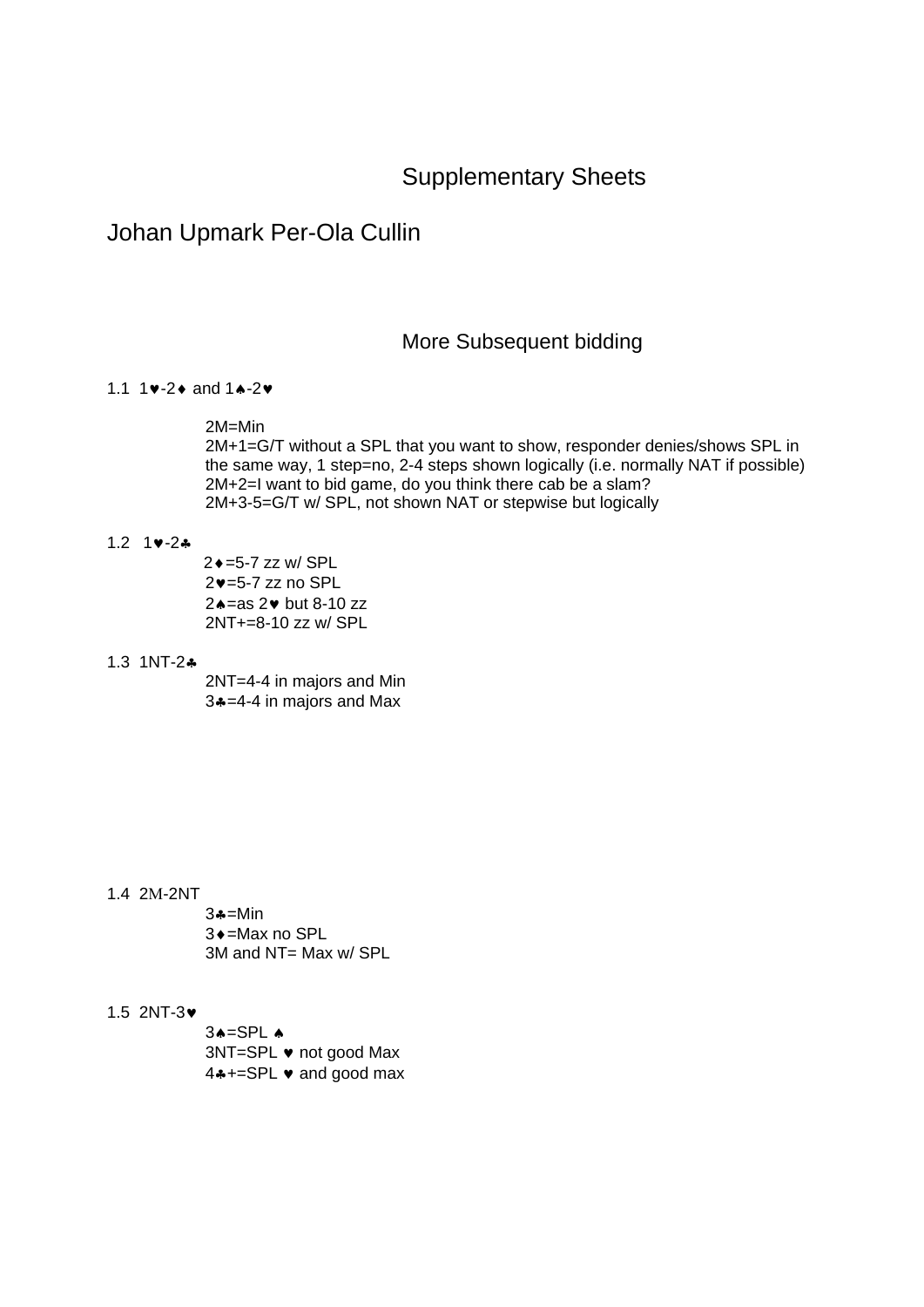# Supplementary Sheets

## Johan Upmark Per-Ola Cullin

### More Subsequent bidding

1.1 1♥-2♦ and 1♠-2♥

2M=Min
2M+1=G/T without a SPL that you want to show, responder denies/shows SPL in the same way, 1 step=no, 2-4 steps shown logically (i.e. normally NAT if possible)
2M+2=I want to bid game, do you think there cab be a slam?
2M+3-5=G/T w/ SPL, not shown NAT or stepwise but logically

1.2 1♥-2♣

2♦=5-7 zz w/ SPL
2♥=5-7 zz no SPL
2♠=as 2♥ but 8-10 zz
2NT+=8-10 zz w/ SPL

1.3 1NT-2♣

2NT=4-4 in majors and Min
3♣=4-4 in majors and Max

1.4 2M-2NT

3♣=Min
3♦=Max no SPL
3M and NT= Max w/ SPL

1.5 2NT-3♥

3♠=SPL ♠
3NT=SPL ♥ not good Max
4♣+=SPL ♥ and good max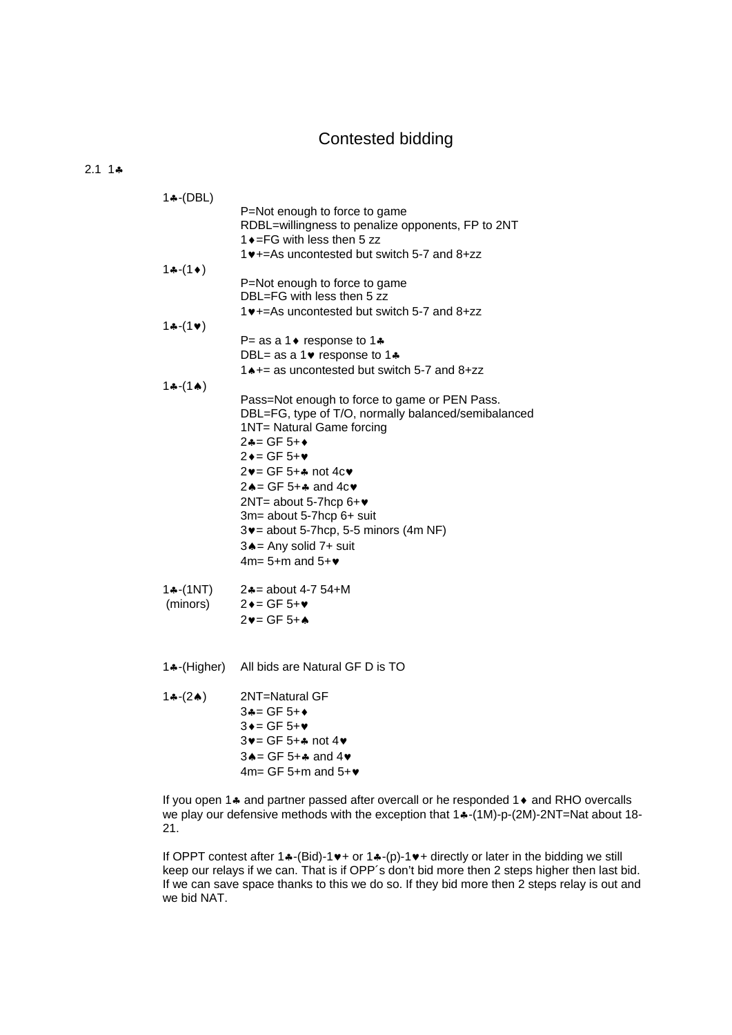# Contested bidding

## 2.1 1♣

| | |
|---|---|
| 1♣-(DBL) | |
| | P=Not enough to force to game |
| | RDBL=willingness to penalize opponents, FP to 2NT |
| | 1♦=FG with less then 5 zz |
| | 1♥+=As uncontested but switch 5-7 and 8+zz |
| 1♣-(1♦) | |
| | P=Not enough to force to game |
| | DBL=FG with less then 5 zz |
| | 1♥+=As uncontested but switch 5-7 and 8+zz |
| 1♣-(1♥) | |
| | P= as a 1♦ response to 1♣ |
| | DBL= as a 1♥ response to 1♣ |
| | 1♠+= as uncontested but switch 5-7 and 8+zz |
| 1♣-(1♠) | |
| | Pass=Not enough to force to game or PEN Pass. |
| | DBL=FG, type of T/O, normally balanced/semibalanced |
| | 1NT= Natural Game forcing |
| | 2♣= GF 5+♦ |
| | 2♦= GF 5+♥ |
| | 2♥= GF 5+♣ not 4c♥ |
| | 2♠= GF 5+♣ and 4c♥ |
| | 2NT= about 5-7hcp 6+♥ |
| | 3m= about 5-7hcp 6+ suit |
| | 3♥= about 5-7hcp, 5-5 minors (4m NF) |
| | 3♠= Any solid 7+ suit |
| | 4m= 5+m and 5+♥ |
| 1♣-(1NT) (minors) | 2♣= about 4-7 54+M |
| | 2♦= GF 5+♥ |
| | 2♥= GF 5+♠ |
| 1♣-(Higher) | All bids are Natural GF D is TO |
| 1♣-(2♠) | 2NT=Natural GF |
| | 3♣= GF 5+♦ |
| | 3♦= GF 5+♥ |
| | 3♥= GF 5+♣ not 4♥ |
| | 3♠= GF 5+♣ and 4♥ |
| | 4m= GF 5+m and 5+♥ |

If you open 1♣ and partner passed after overcall or he responded 1♦ and RHO overcalls we play our defensive methods with the exception that 1♣-(1M)-p-(2M)-2NT=Nat about 18-21.

If OPPT contest after 1♣-(Bid)-1♥+ or 1♣-(p)-1♥+ directly or later in the bidding we still keep our relays if we can. That is if OPP´s don't bid more then 2 steps higher then last bid. If we can save space thanks to this we do so. If they bid more then 2 steps relay is out and we bid NAT.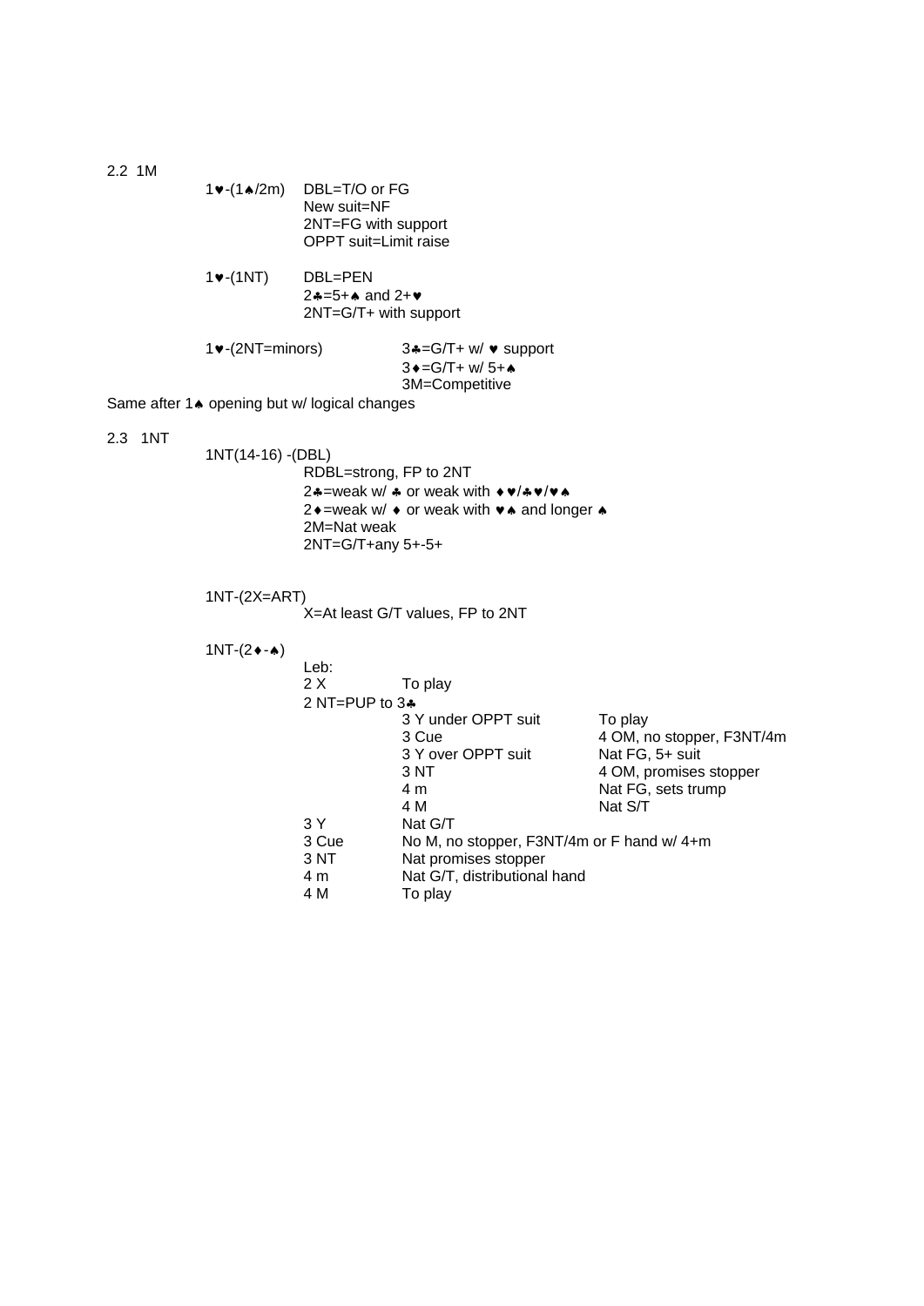## 2.2 1M

1♥-(1♠/2m)
- DBL=T/O or FG
- New suit=NF
- 2NT=FG with support
- OPPT suit=Limit raise

1♥-(1NT)
- DBL=PEN
- 2♣=5+♠ and 2+♥
- 2NT=G/T+ with support

1♥-(2NT=minors)
- 3♣=G/T+ w/ ♥ support
- 3♦=G/T+ w/ 5+♠
- 3M=Competitive

Same after 1♠ opening but w/ logical changes

## 2.3 1NT

1NT(14-16) -(DBL)
- RDBL=strong, FP to 2NT
- 2♣=weak w/ ♣ or weak with ♦♥/♣♥/♥♠
- 2♦=weak w/ ♦ or weak with ♥♠ and longer ♠
- 2M=Nat weak
- 2NT=G/T+any 5+-5+

1NT-(2X=ART)
- X=At least G/T values, FP to 2NT

1NT-(2♦-♠)

Leb:

| | | |
|---|---|---|
| 2 X | To play | |
| 2 NT=PUP to 3♣ | | |
| | 3 Y under OPPT suit | To play |
| | 3 Cue | 4 OM, no stopper, F3NT/4m |
| | 3 Y over OPPT suit | Nat FG, 5+ suit |
| | 3 NT | 4 OM, promises stopper |
| | 4 m | Nat FG, sets trump |
| | 4 M | Nat S/T |
| 3 Y | Nat G/T | |
| 3 Cue | No M, no stopper, F3NT/4m or F hand w/ 4+m | |
| 3 NT | Nat promises stopper | |
| 4 m | Nat G/T, distributional hand | |
| 4 M | To play | |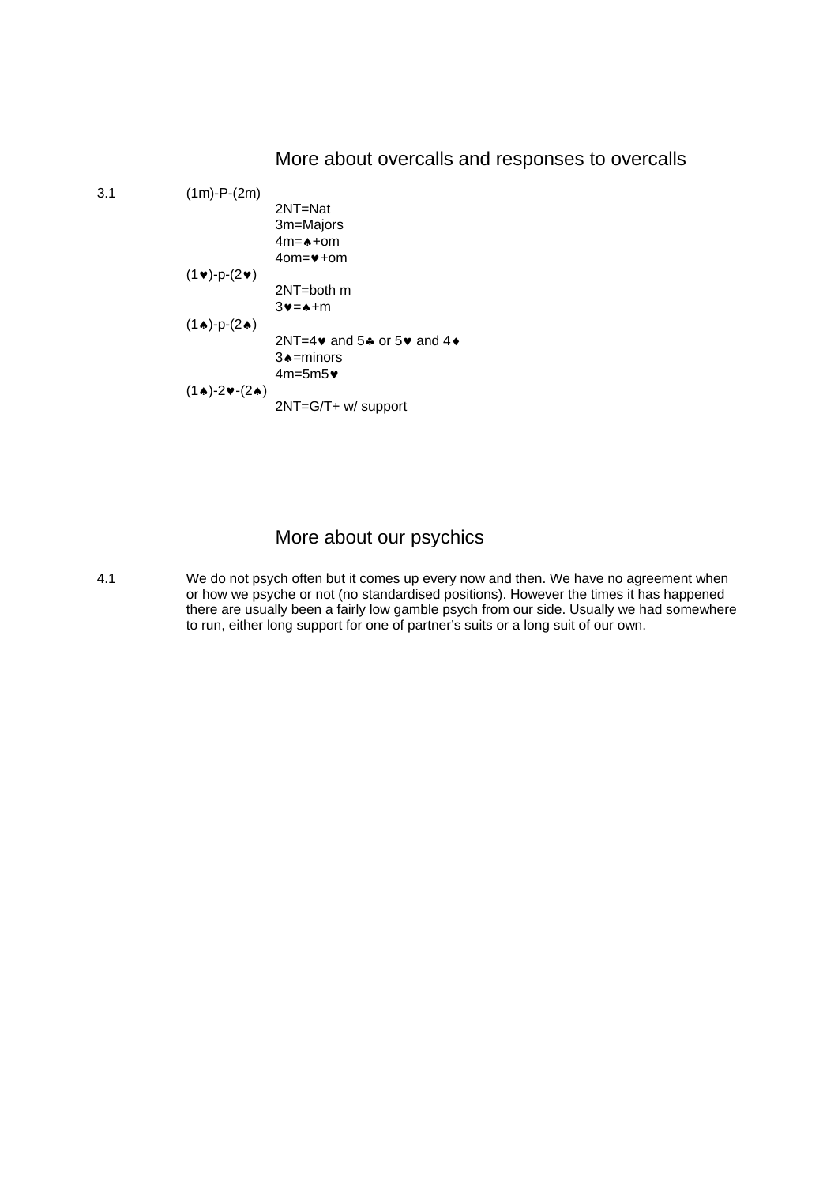## More about overcalls and responses to overcalls

3.1 (1m)-P-(2m)
- 2NT=Nat
- 3m=Majors
- 4m=♠+om
- 4om=♥+om

(1♥)-p-(2♥)
- 2NT=both m
- 3♥=♠+m

(1♠)-p-(2♠)
- 2NT=4♥ and 5♣ or 5♥ and 4♦
- 3♠=minors
- 4m=5m5♥

(1♠)-2♥-(2♠)
- 2NT=G/T+ w/ support

## More about our psychics

4.1 We do not psych often but it comes up every now and then. We have no agreement when or how we psyche or not (no standardised positions). However the times it has happened there are usually been a fairly low gamble psych from our side. Usually we had somewhere to run, either long support for one of partner's suits or a long suit of our own.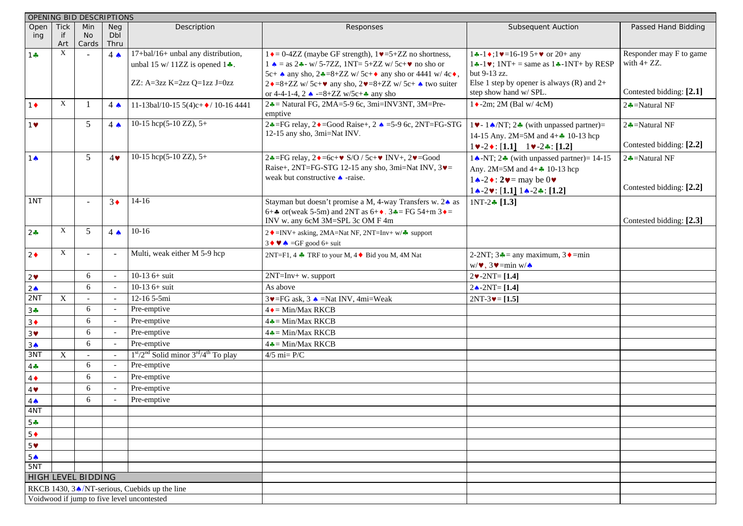| OPENING BID DESCRIPTIONS | | | | | | | |
|---|---|---|---|---|---|---|---|
| Opening | Tick if Art | Min No Cards | Neg Dbl Thru | Description | Responses | Subsequent Auction | Passed Hand Bidding |
| 1♣ | X | - | 4 ♠ | 17+bal/16+ unbal any distribution, unbal 15 w/ 11ZZ is opened 1♣. ZZ: A=3zz K=2zz Q=1zz J=0zz | 1♦= 0-4ZZ (maybe GF strength), 1♥=5+ZZ no shortness, 1 ♠ = as 2♣- w/ 5-7ZZ, 1NT= 5+ZZ w/ 5c+♥ no sho or 5c+ ♠ any sho, 2♣=8+ZZ w/ 5c+♦ any sho or 4441 w/ 4c♦, 2♦=8+ZZ w/ 5c+♥ any sho, 2♥=8+ZZ w/ 5c+ ♠ two suiter or 4-4-1-4, 2 ♠ -=8+ZZ w/5c+♣ any sho | 1♣-1♦;1♥=16-19 5+♥ or 20+ any 1♣-1♥; 1NT+ = same as 1♣-1NT+ by RESP but 9-13 zz. Else 1 step by opener is always (R) and 2+ step show hand w/ SPL. | Responder may F to game with 4+ ZZ. Contested bidding: **[2.1]** |
| 1♦ | X | 1 | 4 ♠ | 11-13bal/10-15 5(4)c+♦/ 10-16 4441 | 2♣= Natural FG, 2MA=5-9 6c, 3mi=INV3NT, 3M=Pre-emptive | 1♦-2m; 2M (Bal w/ 4cM) | 2♣=Natural NF |
| 1♥ | | 5 | 4 ♠ | 10-15 hcp(5-10 ZZ), 5+ | 2♣=FG relay, 2♦=Good Raise+, 2 ♠ =5-9 6c, 2NT=FG-STG 12-15 any sho, 3mi=Nat INV. | 1♥- 1♠/NT; 2♣ (with unpassed partner)= 14-15 Any. 2M=5M and 4+♣ 10-13 hcp 1♥-2♦: **[1.1]** 1♥-2♣: **[1.2]** | 2♣=Natural NF Contested bidding: **[2.2]** |
| 1♠ | | 5 | 4♥ | 10-15 hcp(5-10 ZZ), 5+ | 2♣=FG relay, 2♦=6c+♥ S/O / 5c+♥ INV+, 2♥=Good Raise+, 2NT=FG-STG 12-15 any sho, 3mi=Nat INV, 3♥= weak but constructive ♠ -raise. | 1♠-NT; 2♣ (with unpassed partner)= 14-15 Any. 2M=5M and 4+♣ 10-13 hcp 1♠-2♦: **2♥**= may be 0♥ 1♠-2♥: **[1.1]** 1♠-2♣: **[1.2]** | 2♣=Natural NF Contested bidding: **[2.2]** |
| 1NT | | - | 3♦ | 14-16 | Stayman but doesn't promise a M, 4-way Transfers w. 2♠ as 6+♣ or(weak 5-5m) and 2NT as 6+♦. 3♣= FG 54+m 3♦= INV w. any 6cM 3M=SPL 3c OM F 4m | 1NT-2♣ **[1.3]** | Contested bidding: **[2.3]** |
| 2♣ | X | 5 | 4 ♠ | 10-16 | 2♦=INV+ asking, 2MA=Nat NF, 2NT=Inv+ w/♣ support 3♦ ♥ ♠ =GF good 6+ suit | | |
| 2♦ | X | - | - | Multi, weak either M 5-9 hcp | 2NT=F1, 4 ♣ TRF to your M, 4♦ Bid you M, 4M Nat | 2-2NT; 3♣= any maximum, 3♦=min w/♥, 3♥=min w/♠ | |
| 2♥ | | 6 | - | 10-13 6+ suit | 2NT=Inv+ w. support | 2♥-2NT= **[1.4]** | |
| 2♠ | | 6 | - | 10-13 6+ suit | As above | 2♠-2NT= **[1.4]** | |
| 2NT | X | - | - | 12-16 5-5mi | 3♥=FG ask, 3 ♠ =Nat INV, 4mi=Weak | 2NT-3♥= **[1.5]** | |
| 3♣ | | 6 | - | Pre-emptive | 4♦= Min/Max RKCB | | |
| 3♦ | | 6 | - | Pre-emptive | 4♣= Min/Max RKCB | | |
| 3♥ | | 6 | - | Pre-emptive | 4♣= Min/Max RKCB | | |
| 3♠ | | 6 | - | Pre-emptive | 4♣= Min/Max RKCB | | |
| 3NT | X | - | - | 1st/2nd Solid minor 3rd/4th To play | 4/5 mi= P/C | | |
| 4♣ | | 6 | - | Pre-emptive | | | |
| 4♦ | | 6 | - | Pre-emptive | | | |
| 4♥ | | 6 | - | Pre-emptive | | | |
| 4♠ | | 6 | - | Pre-emptive | | | |
| 4NT | | | | | | | |
| 5♣ | | | | | | | |
| 5♦ | | | | | | | |
| 5♥ | | | | | | | |
| 5♠ | | | | | | | |
| 5NT | | | | | | | |

## HIGH LEVEL BIDDING

RKCB 1430, 3♠/NT-serious, Cuebids up the line

Voidwood if jump to five level uncontested